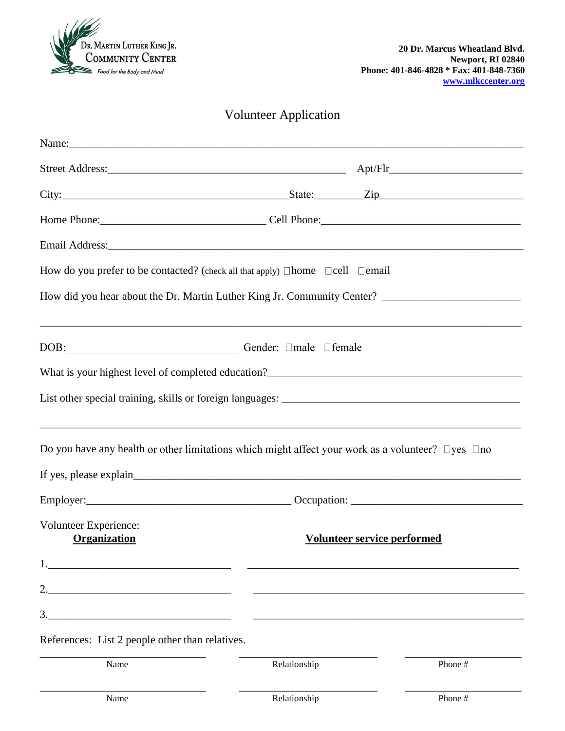Dr. Martin Luther King Jr. Community Center
*Food for the Body and Mind*

**20 Dr. Marcus Wheatland Blvd.**
**Newport, RI 02840**
**Phone: 401-846-4828 * Fax: 401-848-7360**
**[www.mlkccenter.org](http://www.mlkccenter.org)**

# Volunteer Application

Name:\_\_\_\_\_\_\_\_\_\_\_\_\_\_\_\_\_\_\_\_\_\_\_\_\_\_\_\_\_\_\_\_\_\_\_\_\_\_\_\_\_\_\_\_\_\_\_\_

Street Address:\_\_\_\_\_\_\_\_\_\_\_\_\_\_\_\_\_\_\_\_\_\_\_\_\_\_\_\_ Apt/Flr\_\_\_\_\_\_\_\_\_\_\_\_\_\_

City:\_\_\_\_\_\_\_\_\_\_\_\_\_\_\_\_\_\_\_\_\_\_\_\_\_\_State:\_\_\_\_\_\_Zip\_\_\_\_\_\_\_\_\_\_\_\_\_\_\_

Home Phone:\_\_\_\_\_\_\_\_\_\_\_\_\_\_\_\_\_\_ Cell Phone:\_\_\_\_\_\_\_\_\_\_\_\_\_\_\_\_\_\_\_\_\_\_

Email Address:\_\_\_\_\_\_\_\_\_\_\_\_\_\_\_\_\_\_\_\_\_\_\_\_\_\_\_\_\_\_\_\_\_\_\_\_\_\_\_\_\_\_\_\_

How do you prefer to be contacted? (check all that apply) ☐home ☐cell ☐email

How did you hear about the Dr. Martin Luther King Jr. Community Center? \_\_\_\_\_\_\_\_\_\_\_\_\_\_\_\_

\_\_\_\_\_\_\_\_\_\_\_\_\_\_\_\_\_\_\_\_\_\_\_\_\_\_\_\_\_\_\_\_\_\_\_\_\_\_\_\_\_\_\_\_\_\_\_\_\_\_\_\_\_\_

DOB:\_\_\_\_\_\_\_\_\_\_\_\_\_\_\_\_\_\_\_\_ Gender: ☐male ☐female

What is your highest level of completed education?\_\_\_\_\_\_\_\_\_\_\_\_\_\_\_\_\_\_\_\_\_\_\_\_\_\_\_\_

List other special training, skills or foreign languages: \_\_\_\_\_\_\_\_\_\_\_\_\_\_\_\_\_\_\_\_\_\_\_\_\_\_

\_\_\_\_\_\_\_\_\_\_\_\_\_\_\_\_\_\_\_\_\_\_\_\_\_\_\_\_\_\_\_\_\_\_\_\_\_\_\_\_\_\_\_\_\_\_\_\_\_\_\_\_\_\_

Do you have any health or other limitations which might affect your work as a volunteer? ☐yes ☐no

If yes, please explain\_\_\_\_\_\_\_\_\_\_\_\_\_\_\_\_\_\_\_\_\_\_\_\_\_\_\_\_\_\_\_\_\_\_\_\_\_\_\_\_\_\_\_\_

Employer:\_\_\_\_\_\_\_\_\_\_\_\_\_\_\_\_\_\_\_\_\_\_\_\_ Occupation: \_\_\_\_\_\_\_\_\_\_\_\_\_\_\_\_\_\_\_\_

Volunteer Experience:

| **Organization** | **Volunteer service performed** |
|---|---|
| 1. | |
| 2. | |
| 3. | |

References: List 2 people other than relatives.

| Name | Relationship | Phone # |
|---|---|---|
| | | |
| | | |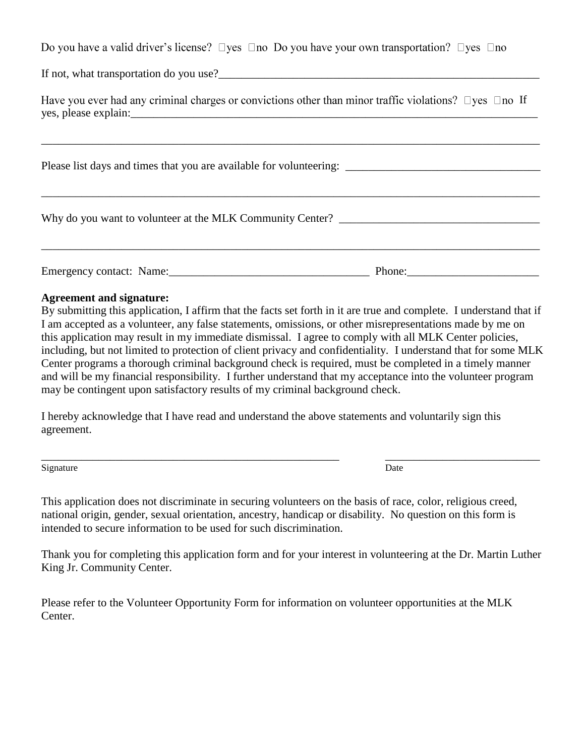Do you have a valid driver's license? □yes □no Do you have your own transportation? □yes □no

If not, what transportation do you use?___________________________________________________________

Have you ever had any criminal charges or convictions other than minor traffic violations? □yes □no If yes, please explain:___________________________________________________________________________

_____________________________________________________________________________________________

Please list days and times that you are available for volunteering: __________________________________

_____________________________________________________________________________________________

Why do you want to volunteer at the MLK Community Center? ___________________________________

_____________________________________________________________________________________________

Emergency contact: Name:___________________________________ Phone:______________________

**Agreement and signature:**

By submitting this application, I affirm that the facts set forth in it are true and complete. I understand that if I am accepted as a volunteer, any false statements, omissions, or other misrepresentations made by me on this application may result in my immediate dismissal. I agree to comply with all MLK Center policies, including, but not limited to protection of client privacy and confidentiality. I understand that for some MLK Center programs a thorough criminal background check is required, must be completed in a timely manner and will be my financial responsibility. I further understand that my acceptance into the volunteer program may be contingent upon satisfactory results of my criminal background check.

I hereby acknowledge that I have read and understand the above statements and voluntarily sign this agreement.

_______________________________________________________ ____________________________

Signature Date

This application does not discriminate in securing volunteers on the basis of race, color, religious creed, national origin, gender, sexual orientation, ancestry, handicap or disability. No question on this form is intended to secure information to be used for such discrimination.

Thank you for completing this application form and for your interest in volunteering at the Dr. Martin Luther King Jr. Community Center.

Please refer to the Volunteer Opportunity Form for information on volunteer opportunities at the MLK Center.